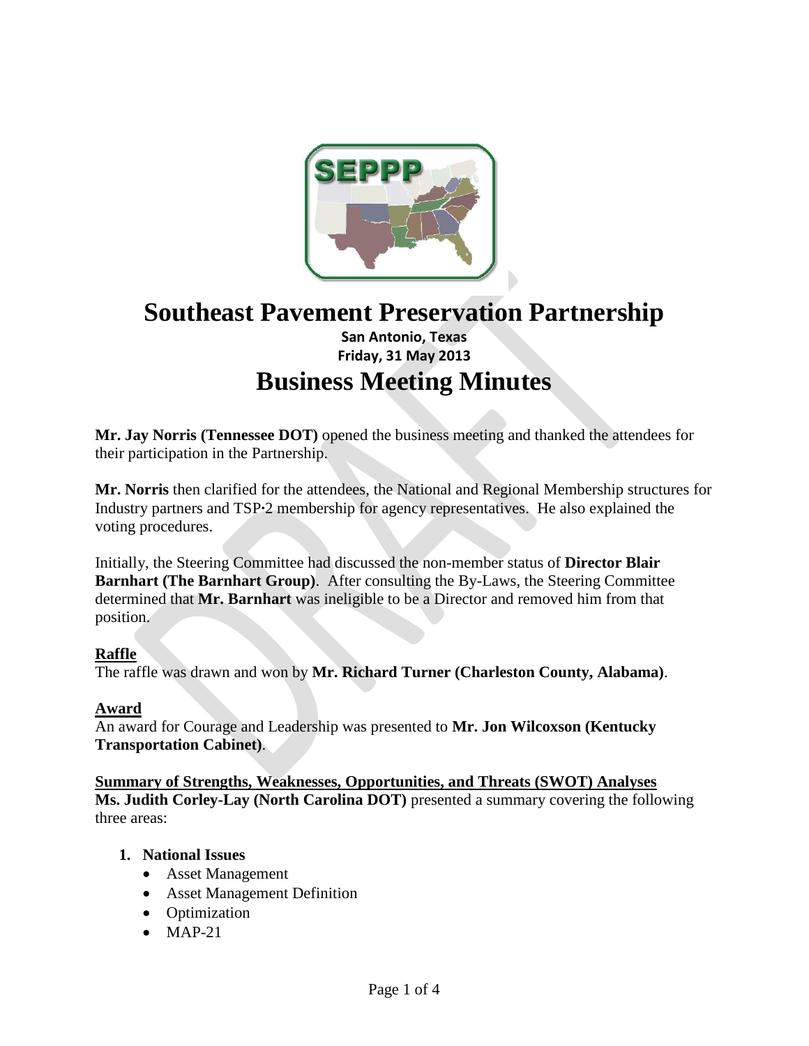# Southeast Pavement Preservation Partnership

**San Antonio, Texas**
**Friday, 31 May 2013**

# Business Meeting Minutes

**Mr. Jay Norris (Tennessee DOT)** opened the business meeting and thanked the attendees for their participation in the Partnership.

**Mr. Norris** then clarified for the attendees, the National and Regional Membership structures for Industry partners and TSP·2 membership for agency representatives. He also explained the voting procedures.

Initially, the Steering Committee had discussed the non-member status of **Director Blair Barnhart (The Barnhart Group)**. After consulting the By-Laws, the Steering Committee determined that **Mr. Barnhart** was ineligible to be a Director and removed him from that position.

## Raffle

The raffle was drawn and won by **Mr. Richard Turner (Charleston County, Alabama)**.

## Award

An award for Courage and Leadership was presented to **Mr. Jon Wilcoxson (Kentucky Transportation Cabinet)**.

## Summary of Strengths, Weaknesses, Opportunities, and Threats (SWOT) Analyses

**Ms. Judith Corley-Lay (North Carolina DOT)** presented a summary covering the following three areas:

1. **National Issues**
   - Asset Management
   - Asset Management Definition
   - Optimization
   - MAP-21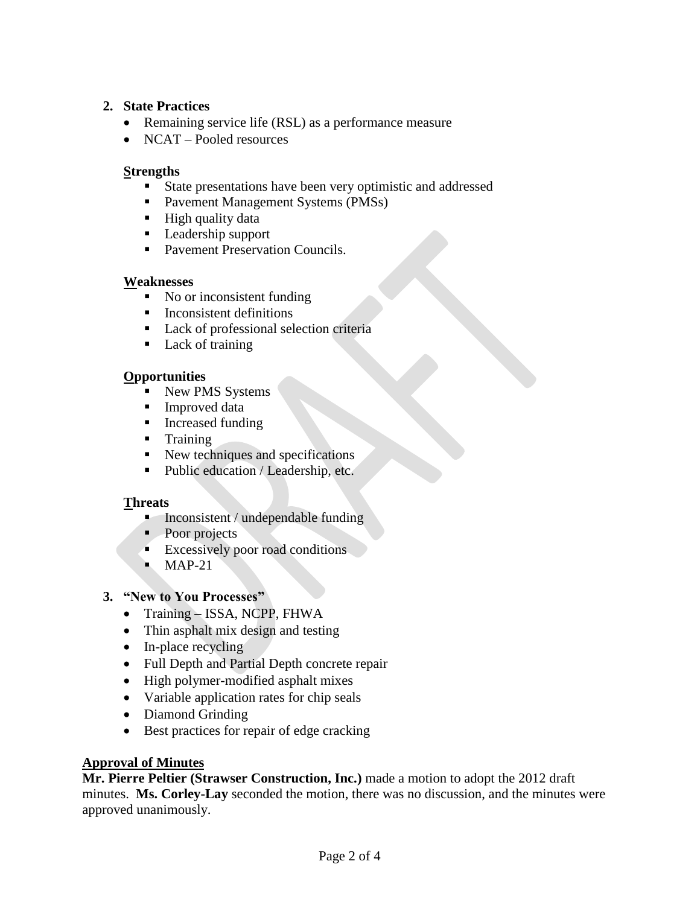2. **State Practices**
   - Remaining service life (RSL) as a performance measure
   - NCAT – Pooled resources

   **Strengths**
   - State presentations have been very optimistic and addressed
   - Pavement Management Systems (PMSs)
   - High quality data
   - Leadership support
   - Pavement Preservation Councils.

   **Weaknesses**
   - No or inconsistent funding
   - Inconsistent definitions
   - Lack of professional selection criteria
   - Lack of training

   **Opportunities**
   - New PMS Systems
   - Improved data
   - Increased funding
   - Training
   - New techniques and specifications
   - Public education / Leadership, etc.

   **Threats**
   - Inconsistent / undependable funding
   - Poor projects
   - Excessively poor road conditions
   - MAP-21

3. **"New to You Processes"**
   - Training – ISSA, NCPP, FHWA
   - Thin asphalt mix design and testing
   - In-place recycling
   - Full Depth and Partial Depth concrete repair
   - High polymer-modified asphalt mixes
   - Variable application rates for chip seals
   - Diamond Grinding
   - Best practices for repair of edge cracking

**Approval of Minutes**

**Mr. Pierre Peltier (Strawser Construction, Inc.)** made a motion to adopt the 2012 draft minutes. **Ms. Corley-Lay** seconded the motion, there was no discussion, and the minutes were approved unanimously.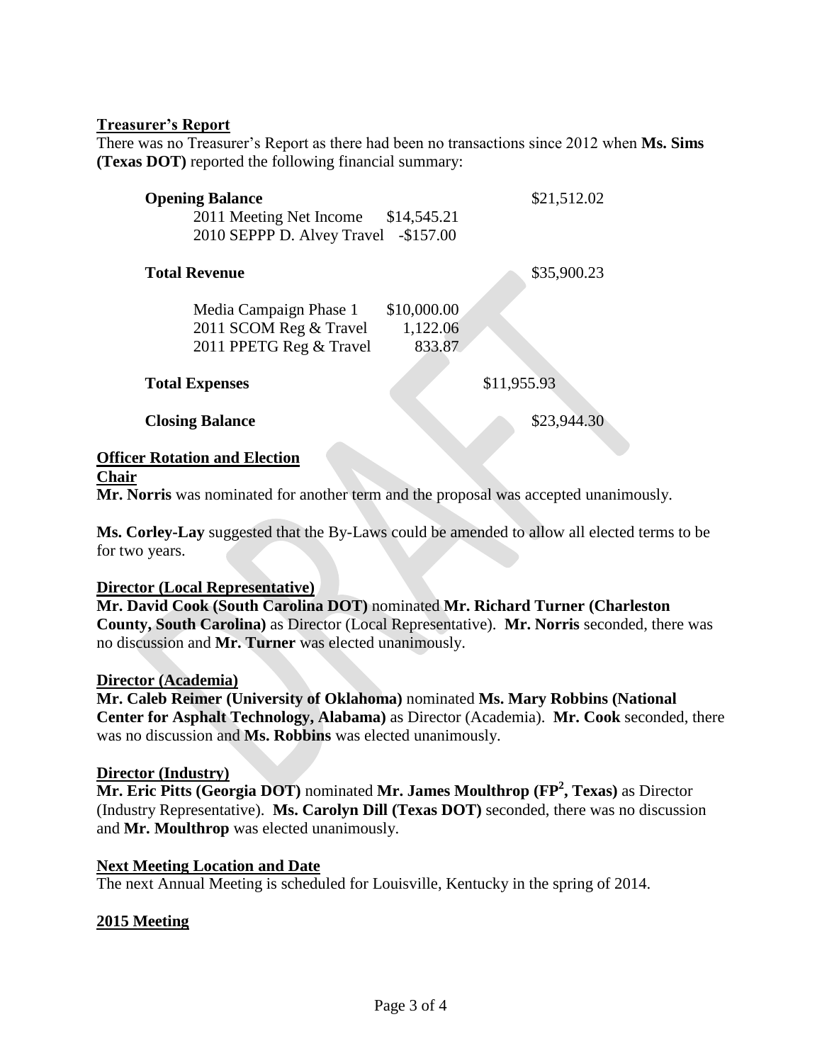**Treasurer's Report**

There was no Treasurer's Report as there had been no transactions since 2012 when **Ms. Sims (Texas DOT)** reported the following financial summary:

| | | |
|---|---|---|
| **Opening Balance** | | \$21,512.02 |
| 2011 Meeting Net Income | \$14,545.21 | |
| 2010 SEPPP D. Alvey Travel | -\$157.00 | |
| **Total Revenue** | | \$35,900.23 |
| Media Campaign Phase 1 | \$10,000.00 | |
| 2011 SCOM Reg & Travel | 1,122.06 | |
| 2011 PPETG Reg & Travel | 833.87 | |
| **Total Expenses** | | \$11,955.93 |
| **Closing Balance** | | \$23,944.30 |

**Officer Rotation and Election**

**Chair**

**Mr. Norris** was nominated for another term and the proposal was accepted unanimously.

**Ms. Corley-Lay** suggested that the By-Laws could be amended to allow all elected terms to be for two years.

**Director (Local Representative)**

**Mr. David Cook (South Carolina DOT)** nominated **Mr. Richard Turner (Charleston County, South Carolina)** as Director (Local Representative). **Mr. Norris** seconded, there was no discussion and **Mr. Turner** was elected unanimously.

**Director (Academia)**

**Mr. Caleb Reimer (University of Oklahoma)** nominated **Ms. Mary Robbins (National Center for Asphalt Technology, Alabama)** as Director (Academia). **Mr. Cook** seconded, there was no discussion and **Ms. Robbins** was elected unanimously.

**Director (Industry)**

**Mr. Eric Pitts (Georgia DOT)** nominated **Mr. James Moulthrop ($FP^2$, Texas)** as Director (Industry Representative). **Ms. Carolyn Dill (Texas DOT)** seconded, there was no discussion and **Mr. Moulthrop** was elected unanimously.

**Next Meeting Location and Date**

The next Annual Meeting is scheduled for Louisville, Kentucky in the spring of 2014.

**2015 Meeting**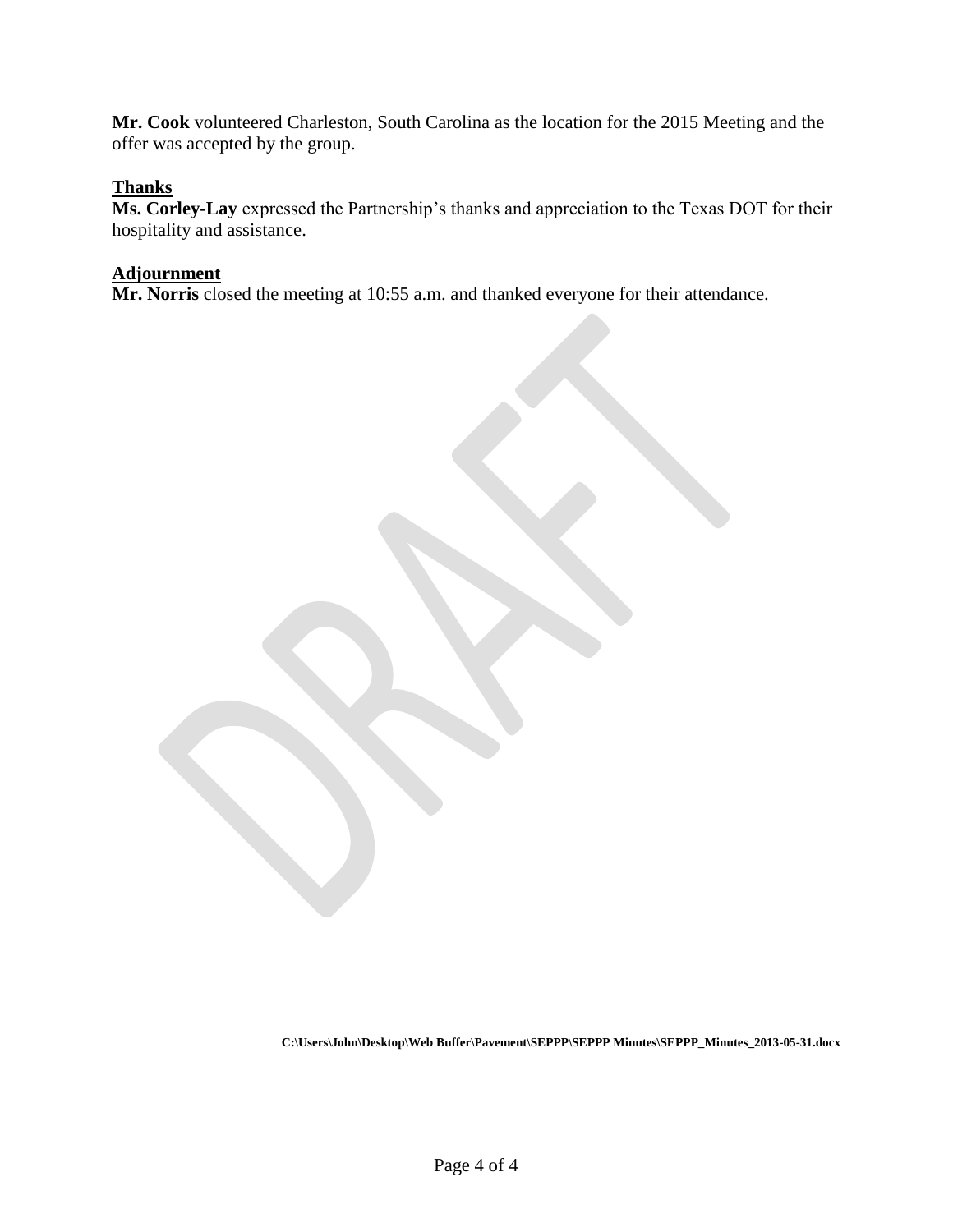**Mr. Cook** volunteered Charleston, South Carolina as the location for the 2015 Meeting and the offer was accepted by the group.

**Thanks**

**Ms. Corley-Lay** expressed the Partnership's thanks and appreciation to the Texas DOT for their hospitality and assistance.

**Adjournment**

**Mr. Norris** closed the meeting at 10:55 a.m. and thanked everyone for their attendance.

DRAFT

**C:\Users\John\Desktop\Web Buffer\Pavement\SEPPP\SEPPP Minutes\SEPPP_Minutes_2013-05-31.docx**